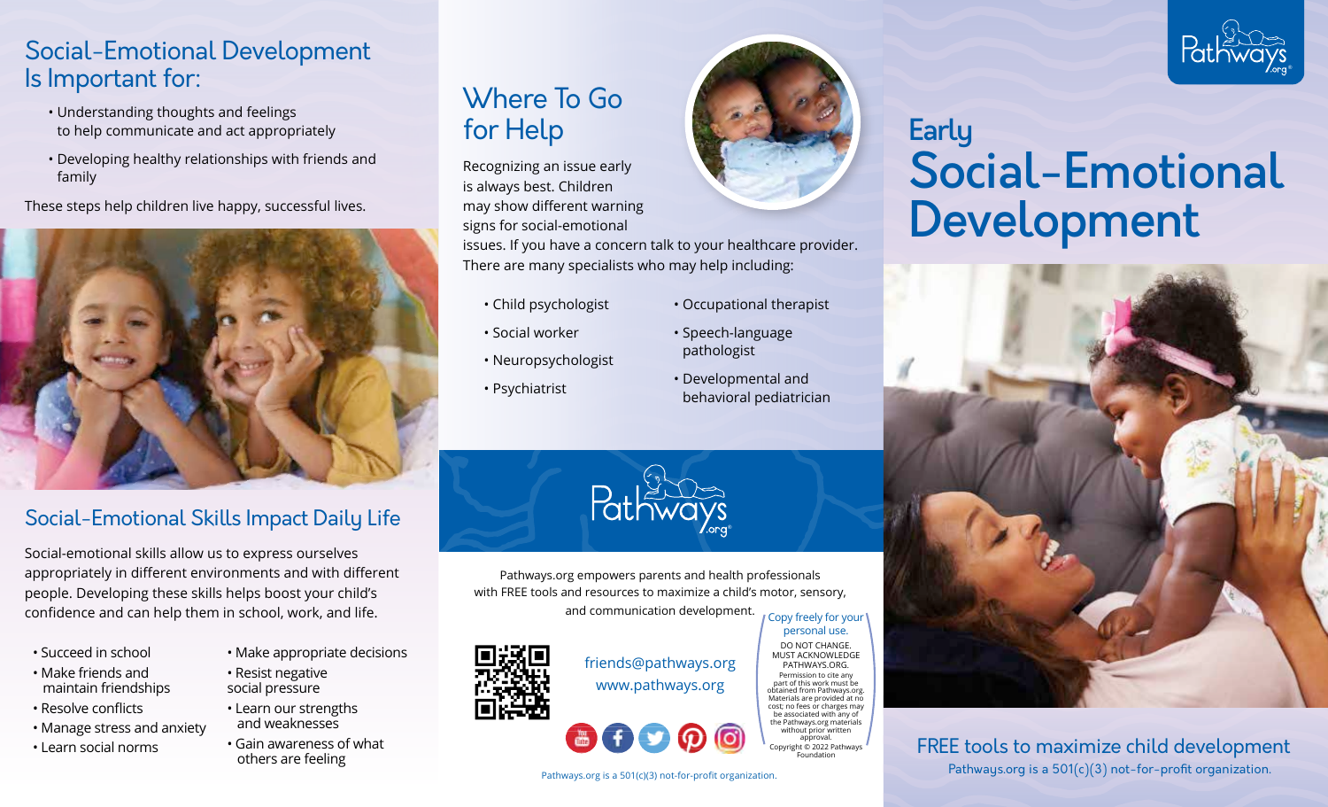## Social-Emotional Development Is Important for:

- Understanding thoughts and feelings to help communicate and act appropriately
- Developing healthy relationships with friends and family

These steps help children live happy, successful lives.

## Social-Emotional Skills Impact Daily Life

Social-emotional skills allow us to express ourselves appropriately in different environments and with different people. Developing these skills helps boost your child's confidence and can help them in school, work, and life.

- Succeed in school
- Make friends and maintain friendships
- Resolve conflicts
- Manage stress and anxiety
- Learn social norms
- Make appropriate decisions
- Resist negative social pressure
- Learn our strengths and weaknesses
- Gain awareness of what others are feeling

## Where To Go for Help

Recognizing an issue early is always best. Children may show different warning signs for social-emotional issues. If you have a concern talk to your healthcare provider. There are many specialists who may help including:

- Child psychologist
- Social worker
- Neuropsychologist
- Psychiatrist
- Occupational therapist
- Speech-language pathologist
- Developmental and behavioral pediatrician

Pathways.org

Pathways.org empowers parents and health professionals with FREE tools and resources to maximize a child's motor, sensory, and communication development.

friends@pathways.org
www.pathways.org

Copy freely for your personal use.

DO NOT CHANGE. MUST ACKNOWLEDGE PATHWAYS.ORG.

Permission to cite any part of this work must be obtained from Pathways.org. Materials are provided at no cost; no fees or charges may be associated with any of the Pathways.org materials without prior written approval.

Copyright © 2022 Pathways Foundation

Pathways.org is a 501(c)(3) not-for-profit organization.

Pathways.org

# Early Social-Emotional Development

FREE tools to maximize child development

Pathways.org is a 501(c)(3) not-for-profit organization.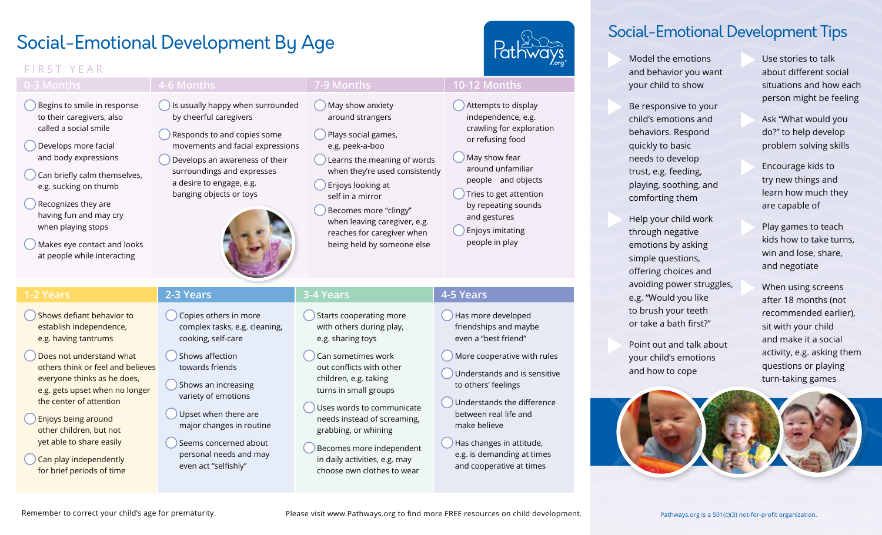# Social-Emotional Development By Age

## FIRST YEAR

### 0-3 Months

- Begins to smile in response to their caregivers, also called a social smile
- Develops more facial and body expressions
- Can briefly calm themselves, e.g. sucking on thumb
- Recognizes they are having fun and may cry when playing stops
- Makes eye contact and looks at people while interacting

### 4-6 Months

- Is usually happy when surrounded by cheerful caregivers
- Responds to and copies some movements and facial expressions
- Develops an awareness of their surroundings and expresses a desire to engage, e.g. banging objects or toys

### 7-9 Months

- May show anxiety around strangers
- Plays social games, e.g. peek-a-boo
- Learns the meaning of words when they're used consistently
- Enjoys looking at self in a mirror
- Becomes more "clingy" when leaving caregiver, e.g. reaches for caregiver when being held by someone else

### 10-12 Months

- Attempts to display independence, e.g. crawling for exploration or refusing food
- May show fear around unfamiliar people and objects
- Tries to get attention by repeating sounds and gestures
- Enjoys imitating people in play

### 1-2 Years

- Shows defiant behavior to establish independence, e.g. having tantrums
- Does not understand what others think or feel and believes everyone thinks as he does, e.g. gets upset when no longer the center of attention
- Enjoys being around other children, but not yet able to share easily
- Can play independently for brief periods of time

### 2-3 Years

- Copies others in more complex tasks, e.g. cleaning, cooking, self-care
- Shows affection towards friends
- Shows an increasing variety of emotions
- Upset when there are major changes in routine
- Seems concerned about personal needs and may even act "selfishly"

### 3-4 Years

- Starts cooperating more with others during play, e.g. sharing toys
- Can sometimes work out conflicts with other children, e.g. taking turns in small groups
- Uses words to communicate needs instead of screaming, grabbing, or whining
- Becomes more independent in daily activities, e.g. may choose own clothes to wear

### 4-5 Years

- Has more developed friendships and maybe even a "best friend"
- More cooperative with rules
- Understands and is sensitive to others' feelings
- Understands the difference between real life and make believe
- Has changes in attitude, e.g. is demanding at times and cooperative at times

Remember to correct your child's age for prematurity.

Please visit www.Pathways.org to find more FREE resources on child development.

# Social-Emotional Development Tips

- Model the emotions and behavior you want your child to show
- Be responsive to your child's emotions and behaviors. Respond quickly to basic needs to develop trust, e.g. feeding, playing, soothing, and comforting them
- Help your child work through negative emotions by asking simple questions, offering choices and avoiding power struggles, e.g. "Would you like to brush your teeth or take a bath first?"
- Point out and talk about your child's emotions and how to cope
- Use stories to talk about different social situations and how each person might be feeling
- Ask "What would you do?" to help develop problem solving skills
- Encourage kids to try new things and learn how much they are capable of
- Play games to teach kids how to take turns, win and lose, share, and negotiate
- When using screens after 18 months (not recommended earlier), sit with your child and make it a social activity, e.g. asking them questions or playing turn-taking games

Pathways.org is a 501(c)(3) not-for-profit organization.